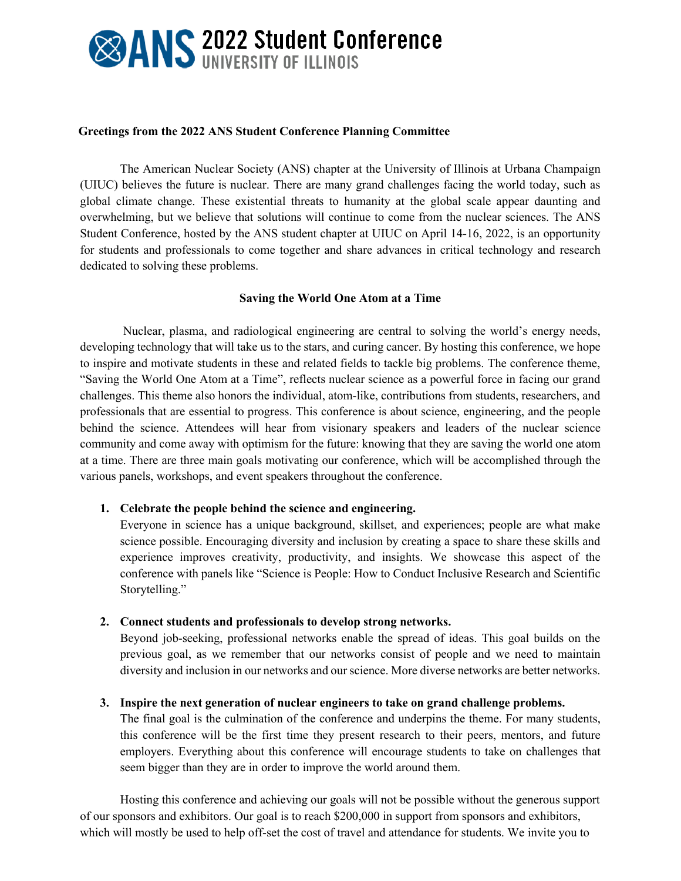# ANS 2022 Student Conference
## UNIVERSITY OF ILLINOIS

**Greetings from the 2022 ANS Student Conference Planning Committee**

The American Nuclear Society (ANS) chapter at the University of Illinois at Urbana Champaign (UIUC) believes the future is nuclear. There are many grand challenges facing the world today, such as global climate change. These existential threats to humanity at the global scale appear daunting and overwhelming, but we believe that solutions will continue to come from the nuclear sciences. The ANS Student Conference, hosted by the ANS student chapter at UIUC on April 14-16, 2022, is an opportunity for students and professionals to come together and share advances in critical technology and research dedicated to solving these problems.

**Saving the World One Atom at a Time**

Nuclear, plasma, and radiological engineering are central to solving the world's energy needs, developing technology that will take us to the stars, and curing cancer. By hosting this conference, we hope to inspire and motivate students in these and related fields to tackle big problems. The conference theme, "Saving the World One Atom at a Time", reflects nuclear science as a powerful force in facing our grand challenges. This theme also honors the individual, atom-like, contributions from students, researchers, and professionals that are essential to progress. This conference is about science, engineering, and the people behind the science. Attendees will hear from visionary speakers and leaders of the nuclear science community and come away with optimism for the future: knowing that they are saving the world one atom at a time. There are three main goals motivating our conference, which will be accomplished through the various panels, workshops, and event speakers throughout the conference.

1. **Celebrate the people behind the science and engineering.**
   Everyone in science has a unique background, skillset, and experiences; people are what make science possible. Encouraging diversity and inclusion by creating a space to share these skills and experience improves creativity, productivity, and insights. We showcase this aspect of the conference with panels like "Science is People: How to Conduct Inclusive Research and Scientific Storytelling."

2. **Connect students and professionals to develop strong networks.**
   Beyond job-seeking, professional networks enable the spread of ideas. This goal builds on the previous goal, as we remember that our networks consist of people and we need to maintain diversity and inclusion in our networks and our science. More diverse networks are better networks.

3. **Inspire the next generation of nuclear engineers to take on grand challenge problems.**
   The final goal is the culmination of the conference and underpins the theme. For many students, this conference will be the first time they present research to their peers, mentors, and future employers. Everything about this conference will encourage students to take on challenges that seem bigger than they are in order to improve the world around them.

Hosting this conference and achieving our goals will not be possible without the generous support of our sponsors and exhibitors. Our goal is to reach $200,000 in support from sponsors and exhibitors, which will mostly be used to help off-set the cost of travel and attendance for students. We invite you to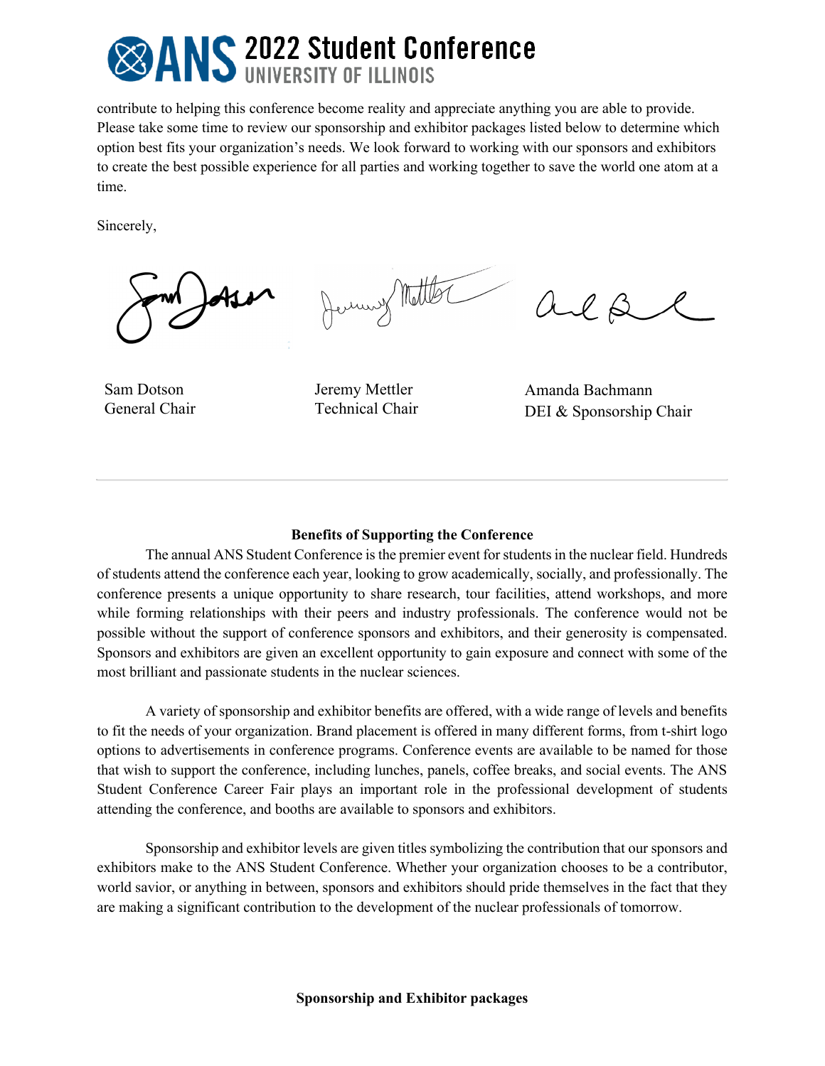contribute to helping this conference become reality and appreciate anything you are able to provide. Please take some time to review our sponsorship and exhibitor packages listed below to determine which option best fits your organization's needs. We look forward to working with our sponsors and exhibitors to create the best possible experience for all parties and working together to save the world one atom at a time.

Sincerely,

Sam Dotson
General Chair

Jeremy Mettler
Technical Chair

Amanda Bachmann
DEI & Sponsorship Chair

---

**Benefits of Supporting the Conference**

The annual ANS Student Conference is the premier event for students in the nuclear field. Hundreds of students attend the conference each year, looking to grow academically, socially, and professionally. The conference presents a unique opportunity to share research, tour facilities, attend workshops, and more while forming relationships with their peers and industry professionals. The conference would not be possible without the support of conference sponsors and exhibitors, and their generosity is compensated. Sponsors and exhibitors are given an excellent opportunity to gain exposure and connect with some of the most brilliant and passionate students in the nuclear sciences.

A variety of sponsorship and exhibitor benefits are offered, with a wide range of levels and benefits to fit the needs of your organization. Brand placement is offered in many different forms, from t-shirt logo options to advertisements in conference programs. Conference events are available to be named for those that wish to support the conference, including lunches, panels, coffee breaks, and social events. The ANS Student Conference Career Fair plays an important role in the professional development of students attending the conference, and booths are available to sponsors and exhibitors.

Sponsorship and exhibitor levels are given titles symbolizing the contribution that our sponsors and exhibitors make to the ANS Student Conference. Whether your organization chooses to be a contributor, world savior, or anything in between, sponsors and exhibitors should pride themselves in the fact that they are making a significant contribution to the development of the nuclear professionals of tomorrow.

**Sponsorship and Exhibitor packages**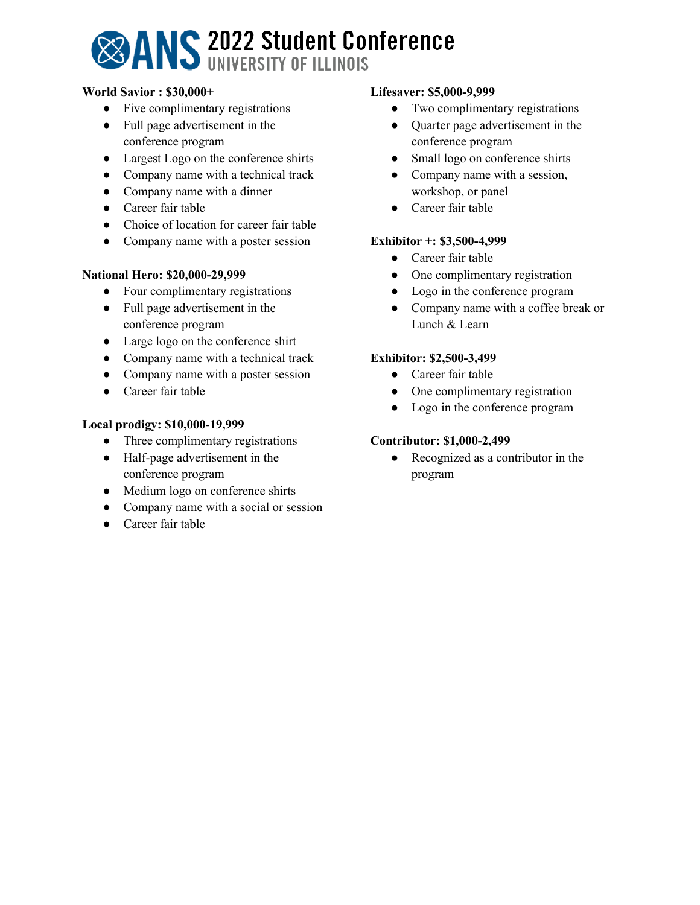# ANS 2022 Student Conference
## UNIVERSITY OF ILLINOIS

**World Savior : $30,000+**

- Five complimentary registrations
- Full page advertisement in the conference program
- Largest Logo on the conference shirts
- Company name with a technical track
- Company name with a dinner
- Career fair table
- Choice of location for career fair table
- Company name with a poster session

**National Hero: $20,000-29,999**

- Four complimentary registrations
- Full page advertisement in the conference program
- Large logo on the conference shirt
- Company name with a technical track
- Company name with a poster session
- Career fair table

**Local prodigy: $10,000-19,999**

- Three complimentary registrations
- Half-page advertisement in the conference program
- Medium logo on conference shirts
- Company name with a social or session
- Career fair table

**Lifesaver: $5,000-9,999**

- Two complimentary registrations
- Quarter page advertisement in the conference program
- Small logo on conference shirts
- Company name with a session, workshop, or panel
- Career fair table

**Exhibitor +: $3,500-4,999**

- Career fair table
- One complimentary registration
- Logo in the conference program
- Company name with a coffee break or Lunch & Learn

**Exhibitor: $2,500-3,499**

- Career fair table
- One complimentary registration
- Logo in the conference program

**Contributor: $1,000-2,499**

- Recognized as a contributor in the program